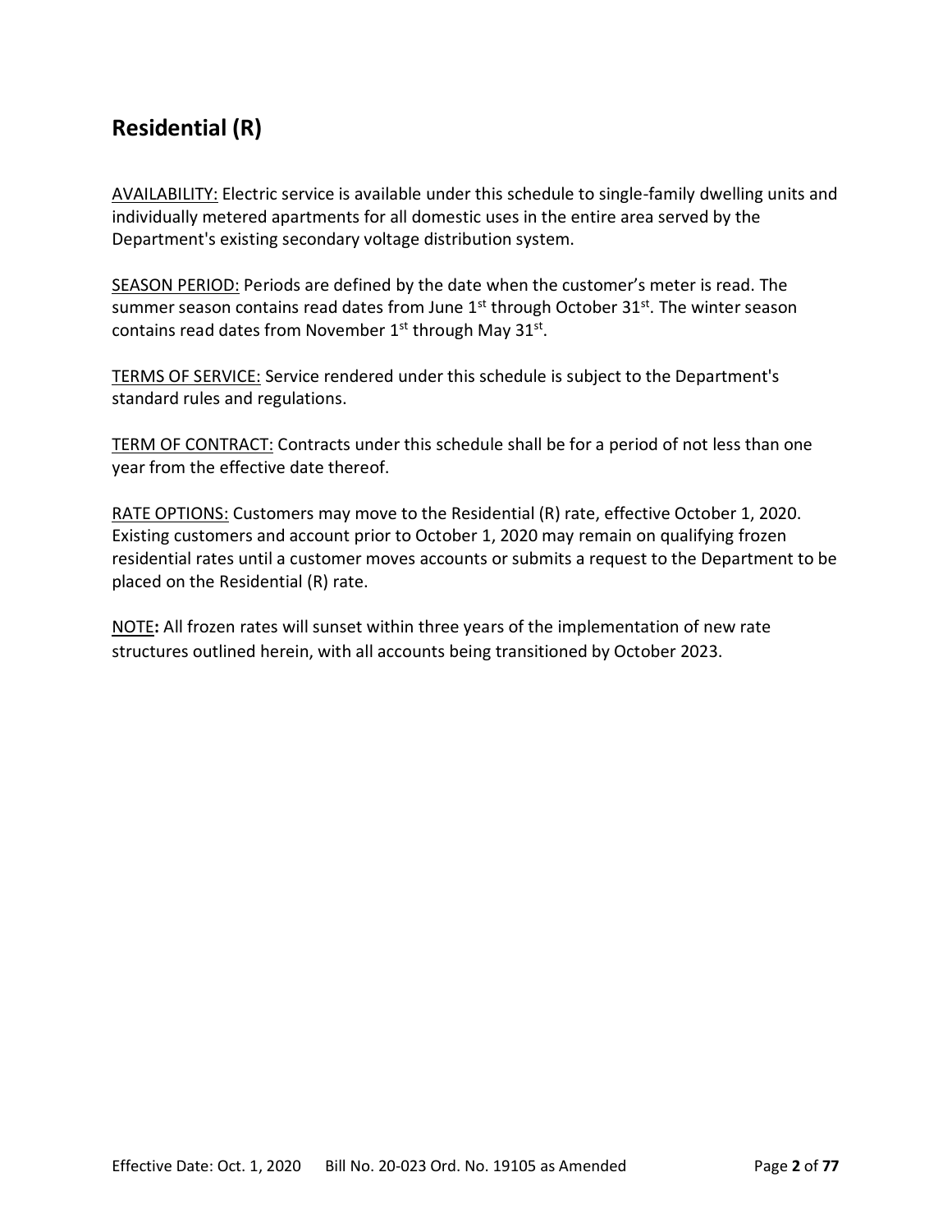## Residential (R)

AVAILABILITY: Electric service is available under this schedule to single-family dwelling units and individually metered apartments for all domestic uses in the entire area served by the Department's existing secondary voltage distribution system.

SEASON PERIOD: Periods are defined by the date when the customer's meter is read. The summer season contains read dates from June 1st through October 31st. The winter season contains read dates from November 1st through May 31st.

TERMS OF SERVICE: Service rendered under this schedule is subject to the Department's standard rules and regulations.

TERM OF CONTRACT: Contracts under this schedule shall be for a period of not less than one year from the effective date thereof.

RATE OPTIONS: Customers may move to the Residential (R) rate, effective October 1, 2020. Existing customers and account prior to October 1, 2020 may remain on qualifying frozen residential rates until a customer moves accounts or submits a request to the Department to be placed on the Residential (R) rate.

NOTE**:** All frozen rates will sunset within three years of the implementation of new rate structures outlined herein, with all accounts being transitioned by October 2023.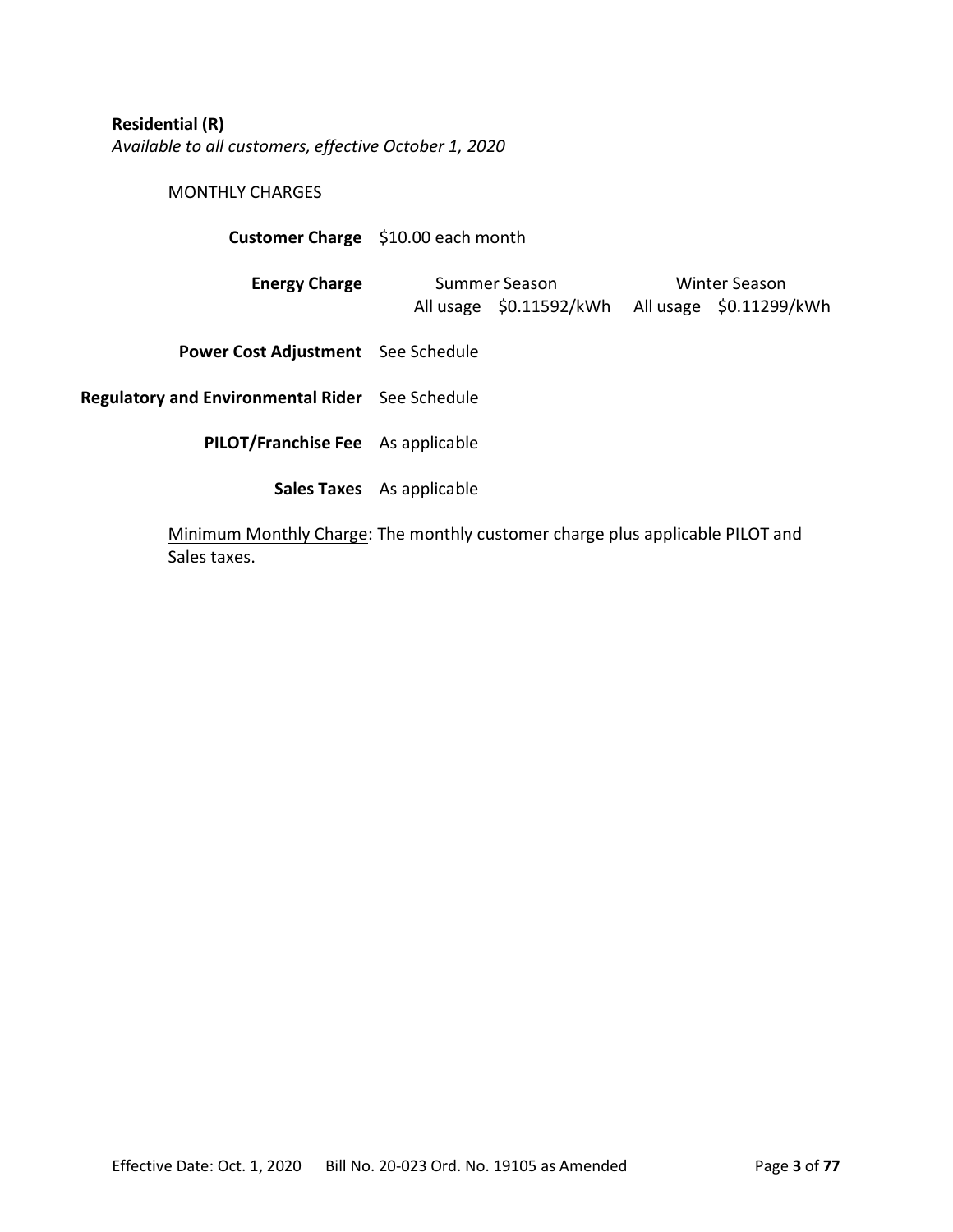**Residential (R)**

*Available to all customers, effective October 1, 2020*

MONTHLY CHARGES

| | | | | |
|---|---|---|---|---|
| **Customer Charge** | $10.00 each month | | | |
| **Energy Charge** | Summer Season | | Winter Season | |
| | All usage | $0.11592/kWh | All usage | $0.11299/kWh |
| **Power Cost Adjustment** | See Schedule | | | |
| **Regulatory and Environmental Rider** | See Schedule | | | |
| **PILOT/Franchise Fee** | As applicable | | | |
| **Sales Taxes** | As applicable | | | |

Minimum Monthly Charge: The monthly customer charge plus applicable PILOT and Sales taxes.

Effective Date: Oct. 1, 2020 Bill No. 20-023 Ord. No. 19105 as Amended